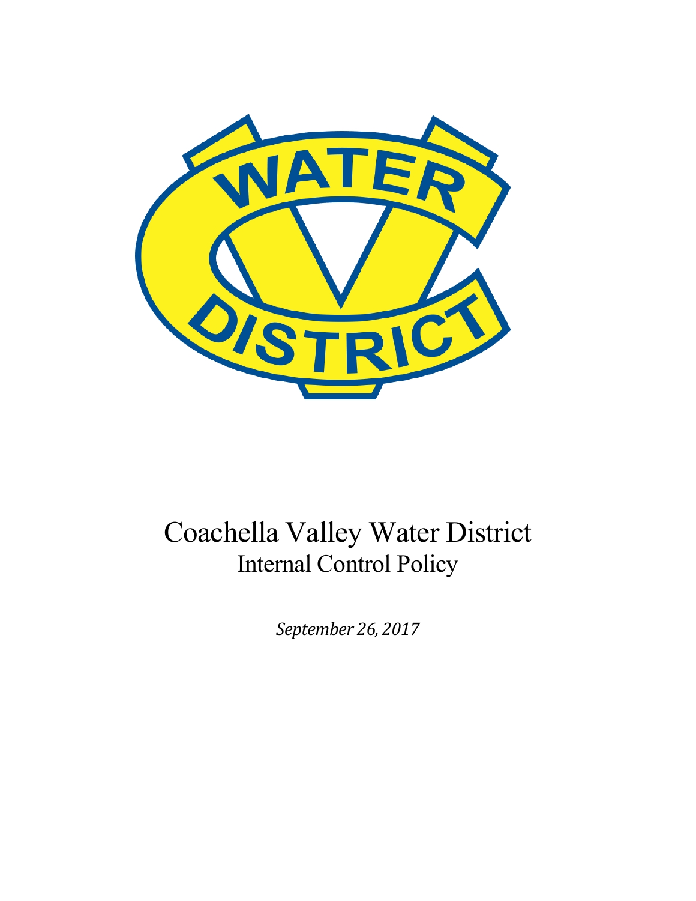# Coachella Valley Water District

## Internal Control Policy

*September 26, 2017*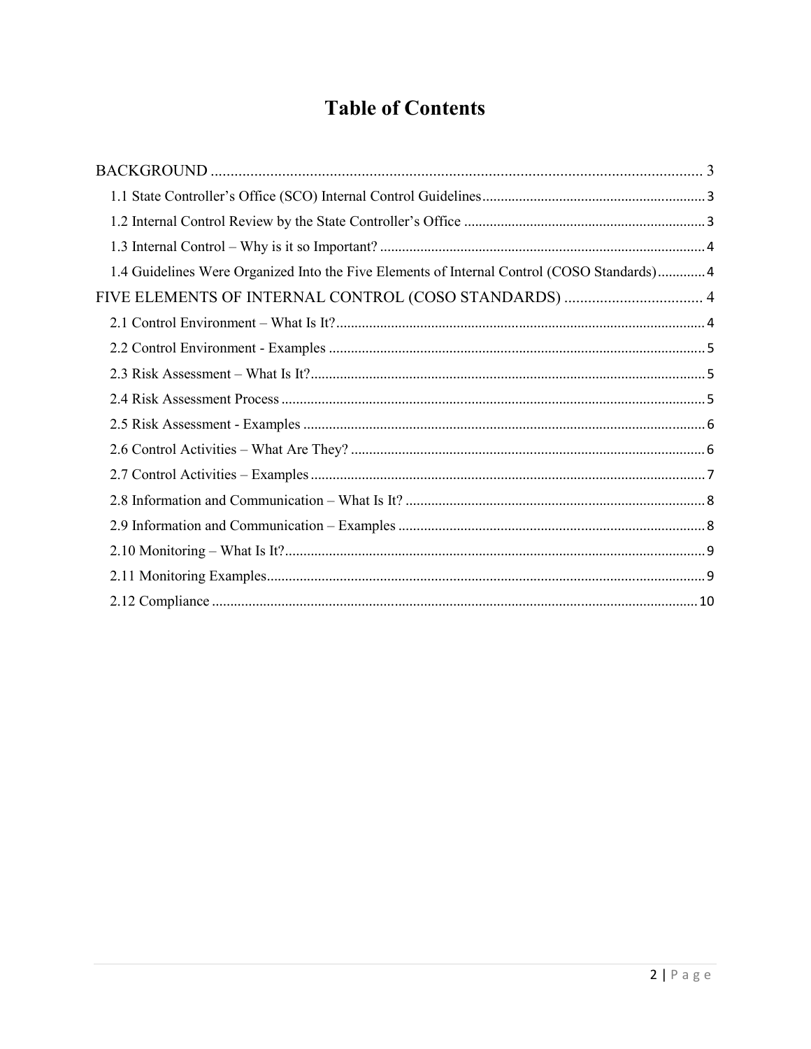# Table of Contents

BACKGROUND ..... 3

- 1.1 State Controller's Office (SCO) Internal Control Guidelines ..... 3
- 1.2 Internal Control Review by the State Controller's Office ..... 3
- 1.3 Internal Control – Why is it so Important? ..... 4
- 1.4 Guidelines Were Organized Into the Five Elements of Internal Control (COSO Standards) ..... 4

FIVE ELEMENTS OF INTERNAL CONTROL (COSO STANDARDS) ..... 4

- 2.1 Control Environment – What Is It? ..... 4
- 2.2 Control Environment - Examples ..... 5
- 2.3 Risk Assessment – What Is It? ..... 5
- 2.4 Risk Assessment Process ..... 5
- 2.5 Risk Assessment - Examples ..... 6
- 2.6 Control Activities – What Are They? ..... 6
- 2.7 Control Activities – Examples ..... 7
- 2.8 Information and Communication – What Is It? ..... 8
- 2.9 Information and Communication – Examples ..... 8
- 2.10 Monitoring – What Is It? ..... 9
- 2.11 Monitoring Examples ..... 9
- 2.12 Compliance ..... 10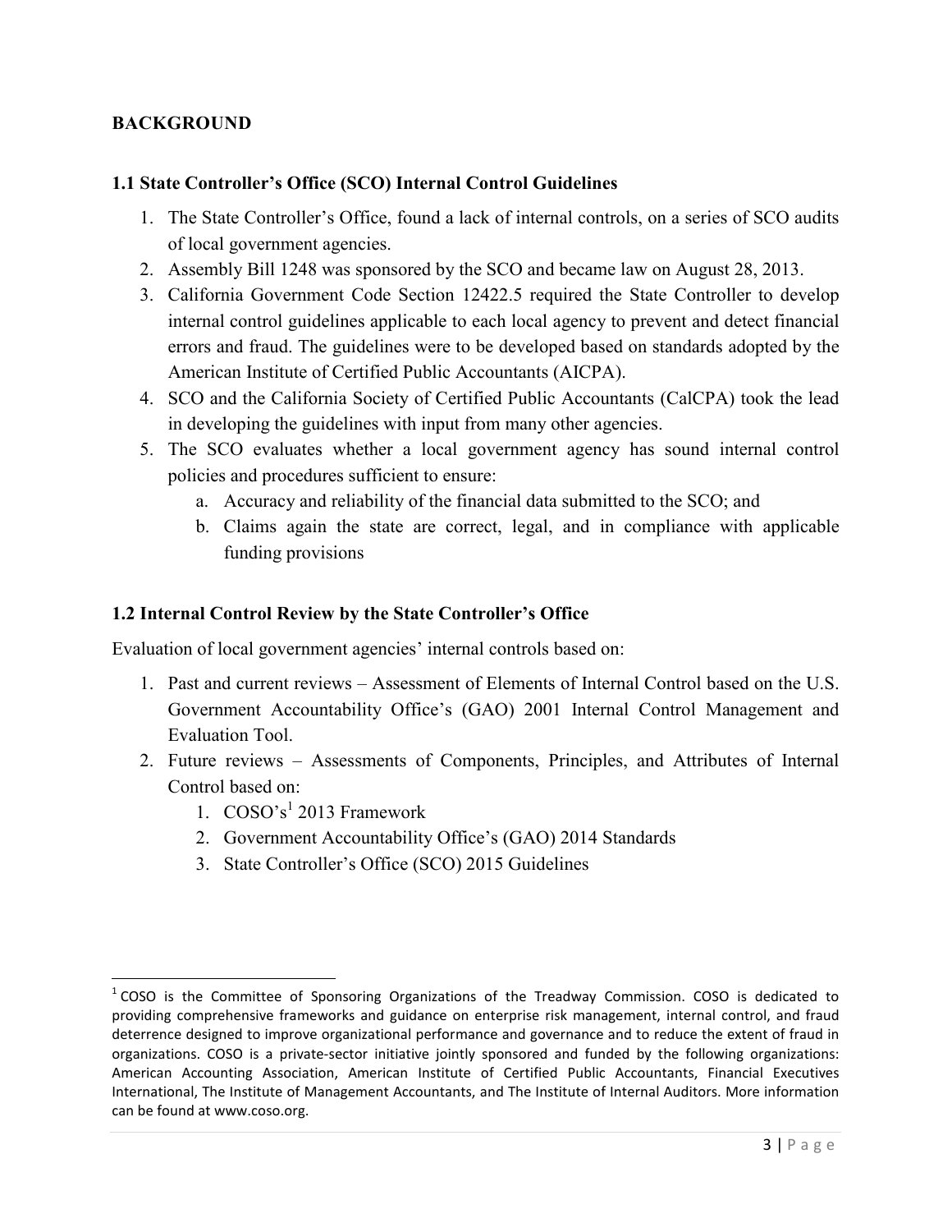## BACKGROUND

### 1.1 State Controller's Office (SCO) Internal Control Guidelines

1. The State Controller's Office, found a lack of internal controls, on a series of SCO audits of local government agencies.
2. Assembly Bill 1248 was sponsored by the SCO and became law on August 28, 2013.
3. California Government Code Section 12422.5 required the State Controller to develop internal control guidelines applicable to each local agency to prevent and detect financial errors and fraud. The guidelines were to be developed based on standards adopted by the American Institute of Certified Public Accountants (AICPA).
4. SCO and the California Society of Certified Public Accountants (CalCPA) took the lead in developing the guidelines with input from many other agencies.
5. The SCO evaluates whether a local government agency has sound internal control policies and procedures sufficient to ensure:
    a. Accuracy and reliability of the financial data submitted to the SCO; and
    b. Claims again the state are correct, legal, and in compliance with applicable funding provisions

### 1.2 Internal Control Review by the State Controller's Office

Evaluation of local government agencies' internal controls based on:

1. Past and current reviews – Assessment of Elements of Internal Control based on the U.S. Government Accountability Office's (GAO) 2001 Internal Control Management and Evaluation Tool.
2. Future reviews – Assessments of Components, Principles, and Attributes of Internal Control based on:
    1. COSO's[1] 2013 Framework
    2. Government Accountability Office's (GAO) 2014 Standards
    3. State Controller's Office (SCO) 2015 Guidelines

---

[1] COSO is the Committee of Sponsoring Organizations of the Treadway Commission. COSO is dedicated to providing comprehensive frameworks and guidance on enterprise risk management, internal control, and fraud deterrence designed to improve organizational performance and governance and to reduce the extent of fraud in organizations. COSO is a private-sector initiative jointly sponsored and funded by the following organizations: American Accounting Association, American Institute of Certified Public Accountants, Financial Executives International, The Institute of Management Accountants, and The Institute of Internal Auditors. More information can be found at www.coso.org.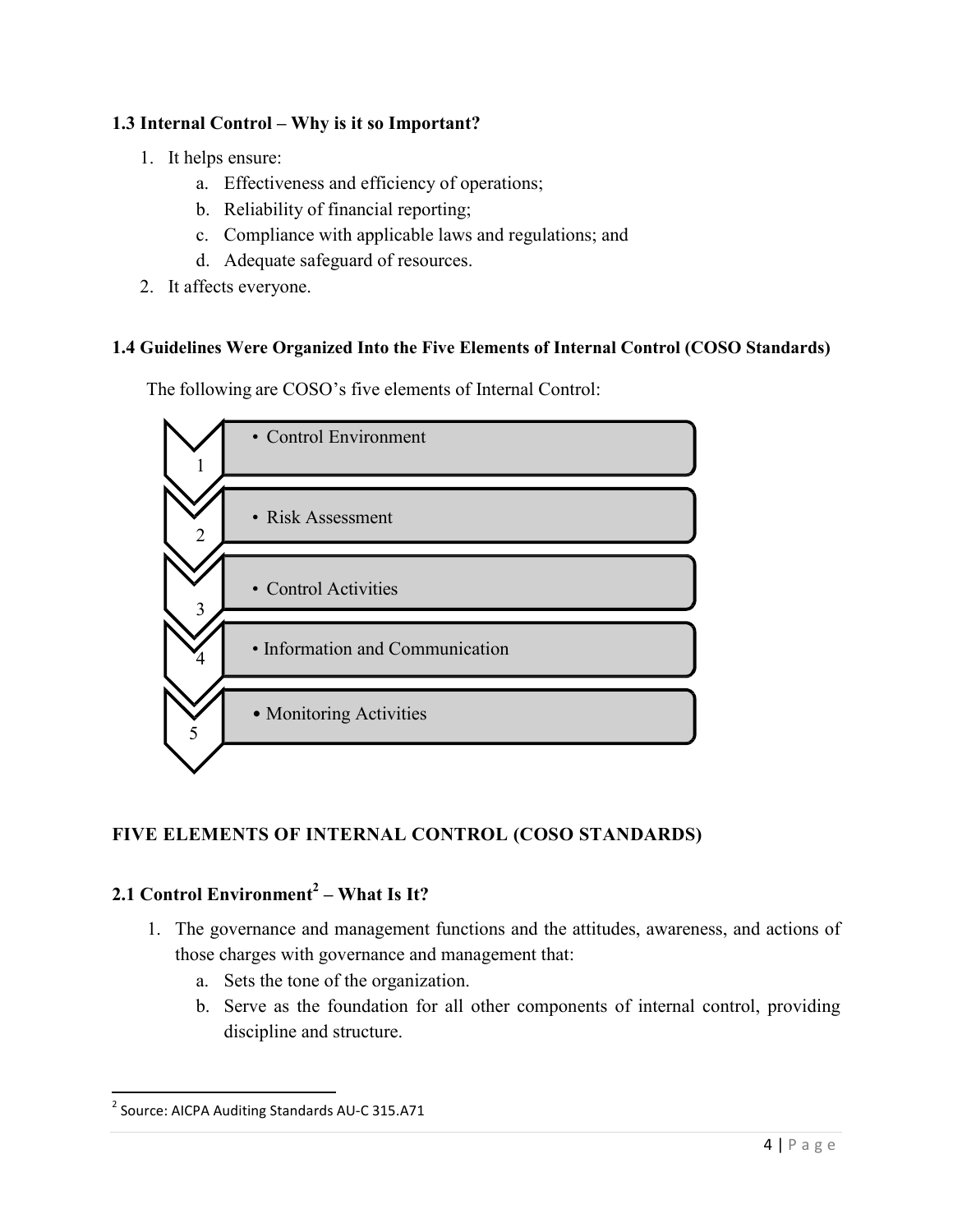### 1.3 Internal Control – Why is it so Important?

1. It helps ensure:
   a. Effectiveness and efficiency of operations;
   b. Reliability of financial reporting;
   c. Compliance with applicable laws and regulations; and
   d. Adequate safeguard of resources.
2. It affects everyone.

### 1.4 Guidelines Were Organized Into the Five Elements of Internal Control (COSO Standards)

The following are COSO's five elements of Internal Control:

1. Control Environment
2. Risk Assessment
3. Control Activities
4. Information and Communication
5. Monitoring Activities

## FIVE ELEMENTS OF INTERNAL CONTROL (COSO STANDARDS)

### 2.1 Control Environment[2] – What Is It?

1. The governance and management functions and the attitudes, awareness, and actions of those charges with governance and management that:
   a. Sets the tone of the organization.
   b. Serve as the foundation for all other components of internal control, providing discipline and structure.

[2] Source: AICPA Auditing Standards AU-C 315.A71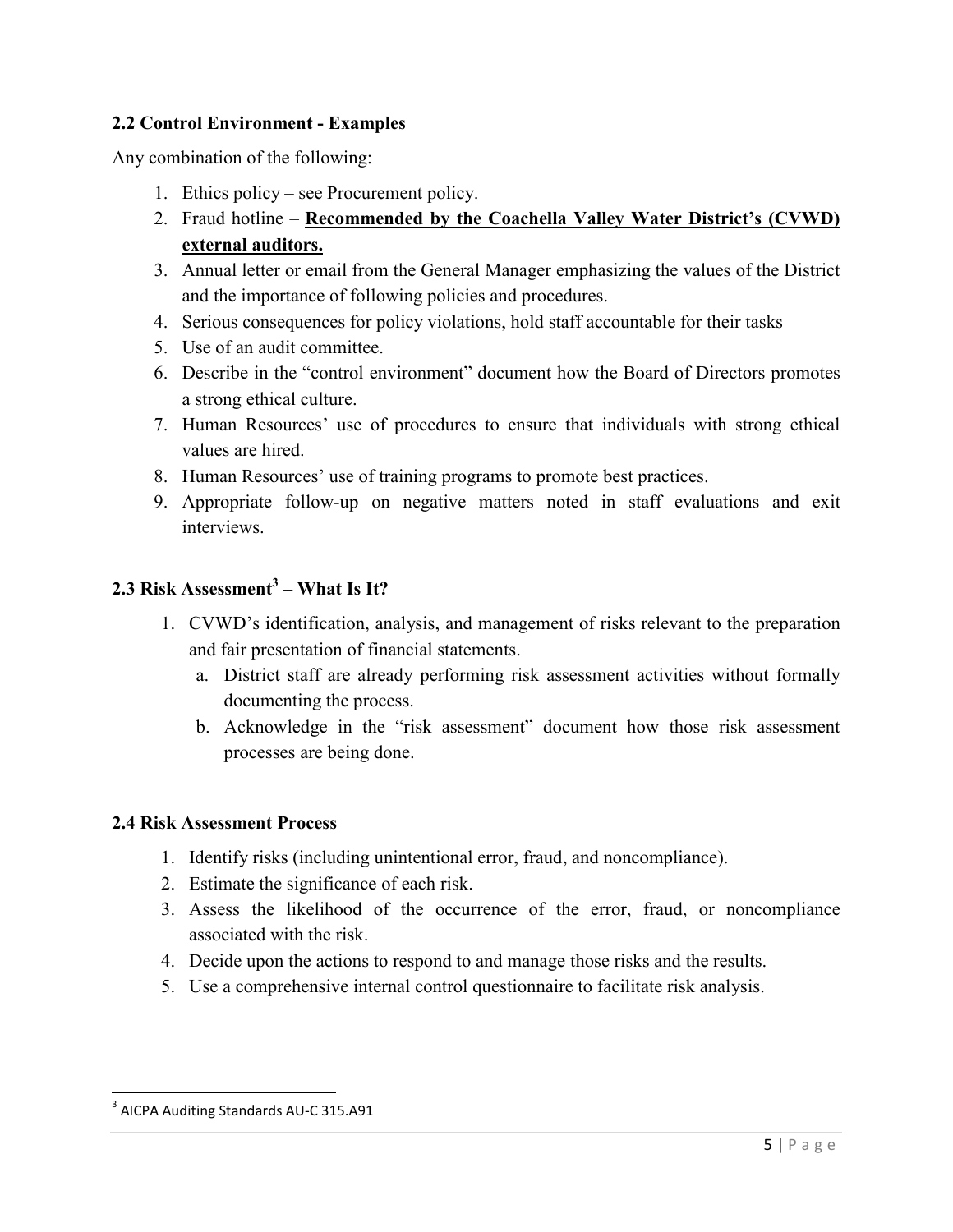### 2.2 Control Environment - Examples

Any combination of the following:

1. Ethics policy – see Procurement policy.
2. Fraud hotline – **<u>Recommended by the Coachella Valley Water District's (CVWD) external auditors.</u>**
3. Annual letter or email from the General Manager emphasizing the values of the District and the importance of following policies and procedures.
4. Serious consequences for policy violations, hold staff accountable for their tasks
5. Use of an audit committee.
6. Describe in the "control environment" document how the Board of Directors promotes a strong ethical culture.
7. Human Resources' use of procedures to ensure that individuals with strong ethical values are hired.
8. Human Resources' use of training programs to promote best practices.
9. Appropriate follow-up on negative matters noted in staff evaluations and exit interviews.

### 2.3 Risk Assessment[3] – What Is It?

1. CVWD's identification, analysis, and management of risks relevant to the preparation and fair presentation of financial statements.
   a. District staff are already performing risk assessment activities without formally documenting the process.
   b. Acknowledge in the "risk assessment" document how those risk assessment processes are being done.

### 2.4 Risk Assessment Process

1. Identify risks (including unintentional error, fraud, and noncompliance).
2. Estimate the significance of each risk.
3. Assess the likelihood of the occurrence of the error, fraud, or noncompliance associated with the risk.
4. Decide upon the actions to respond to and manage those risks and the results.
5. Use a comprehensive internal control questionnaire to facilitate risk analysis.

---

[3] AICPA Auditing Standards AU-C 315.A91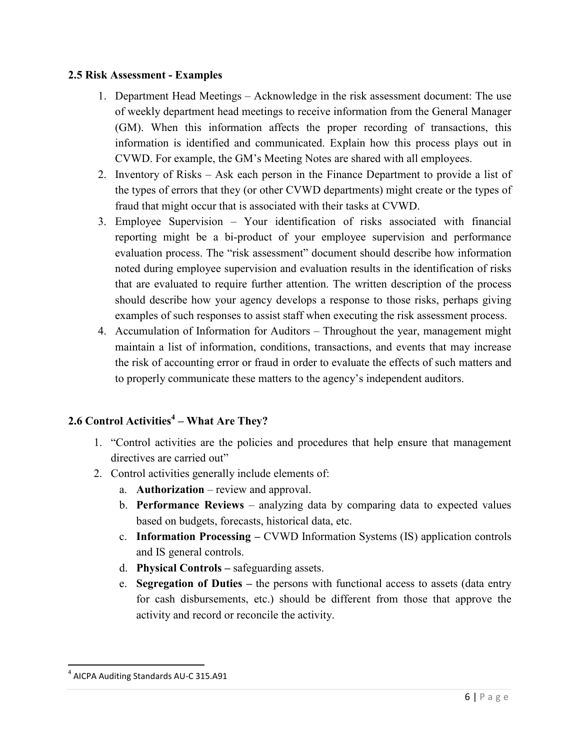## 2.5 Risk Assessment - Examples

1. Department Head Meetings – Acknowledge in the risk assessment document: The use of weekly department head meetings to receive information from the General Manager (GM). When this information affects the proper recording of transactions, this information is identified and communicated. Explain how this process plays out in CVWD. For example, the GM's Meeting Notes are shared with all employees.
2. Inventory of Risks – Ask each person in the Finance Department to provide a list of the types of errors that they (or other CVWD departments) might create or the types of fraud that might occur that is associated with their tasks at CVWD.
3. Employee Supervision – Your identification of risks associated with financial reporting might be a bi-product of your employee supervision and performance evaluation process. The "risk assessment" document should describe how information noted during employee supervision and evaluation results in the identification of risks that are evaluated to require further attention. The written description of the process should describe how your agency develops a response to those risks, perhaps giving examples of such responses to assist staff when executing the risk assessment process.
4. Accumulation of Information for Auditors – Throughout the year, management might maintain a list of information, conditions, transactions, and events that may increase the risk of accounting error or fraud in order to evaluate the effects of such matters and to properly communicate these matters to the agency's independent auditors.

## 2.6 Control Activities[4] – What Are They?

1. "Control activities are the policies and procedures that help ensure that management directives are carried out"
2. Control activities generally include elements of:
   a. **Authorization** – review and approval.
   b. **Performance Reviews** – analyzing data by comparing data to expected values based on budgets, forecasts, historical data, etc.
   c. **Information Processing –** CVWD Information Systems (IS) application controls and IS general controls.
   d. **Physical Controls –** safeguarding assets.
   e. **Segregation of Duties –** the persons with functional access to assets (data entry for cash disbursements, etc.) should be different from those that approve the activity and record or reconcile the activity.

[4] AICPA Auditing Standards AU-C 315.A91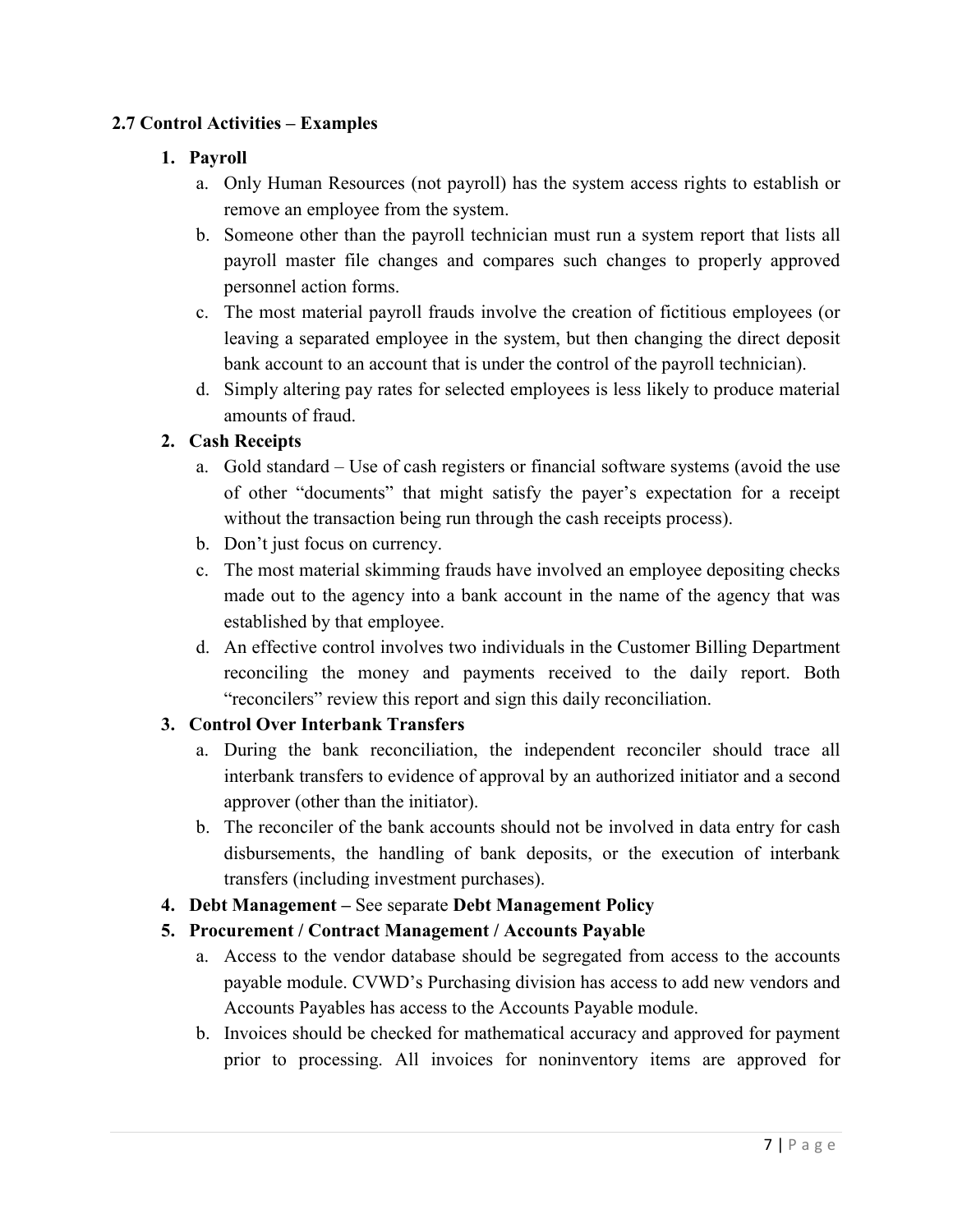### 2.7 Control Activities – Examples

1. **Payroll**
   a. Only Human Resources (not payroll) has the system access rights to establish or remove an employee from the system.
   b. Someone other than the payroll technician must run a system report that lists all payroll master file changes and compares such changes to properly approved personnel action forms.
   c. The most material payroll frauds involve the creation of fictitious employees (or leaving a separated employee in the system, but then changing the direct deposit bank account to an account that is under the control of the payroll technician).
   d. Simply altering pay rates for selected employees is less likely to produce material amounts of fraud.
2. **Cash Receipts**
   a. Gold standard – Use of cash registers or financial software systems (avoid the use of other "documents" that might satisfy the payer's expectation for a receipt without the transaction being run through the cash receipts process).
   b. Don't just focus on currency.
   c. The most material skimming frauds have involved an employee depositing checks made out to the agency into a bank account in the name of the agency that was established by that employee.
   d. An effective control involves two individuals in the Customer Billing Department reconciling the money and payments received to the daily report. Both "reconcilers" review this report and sign this daily reconciliation.
3. **Control Over Interbank Transfers**
   a. During the bank reconciliation, the independent reconciler should trace all interbank transfers to evidence of approval by an authorized initiator and a second approver (other than the initiator).
   b. The reconciler of the bank accounts should not be involved in data entry for cash disbursements, the handling of bank deposits, or the execution of interbank transfers (including investment purchases).
4. **Debt Management –** See separate **Debt Management Policy**
5. **Procurement / Contract Management / Accounts Payable**
   a. Access to the vendor database should be segregated from access to the accounts payable module. CVWD's Purchasing division has access to add new vendors and Accounts Payables has access to the Accounts Payable module.
   b. Invoices should be checked for mathematical accuracy and approved for payment prior to processing. All invoices for noninventory items are approved for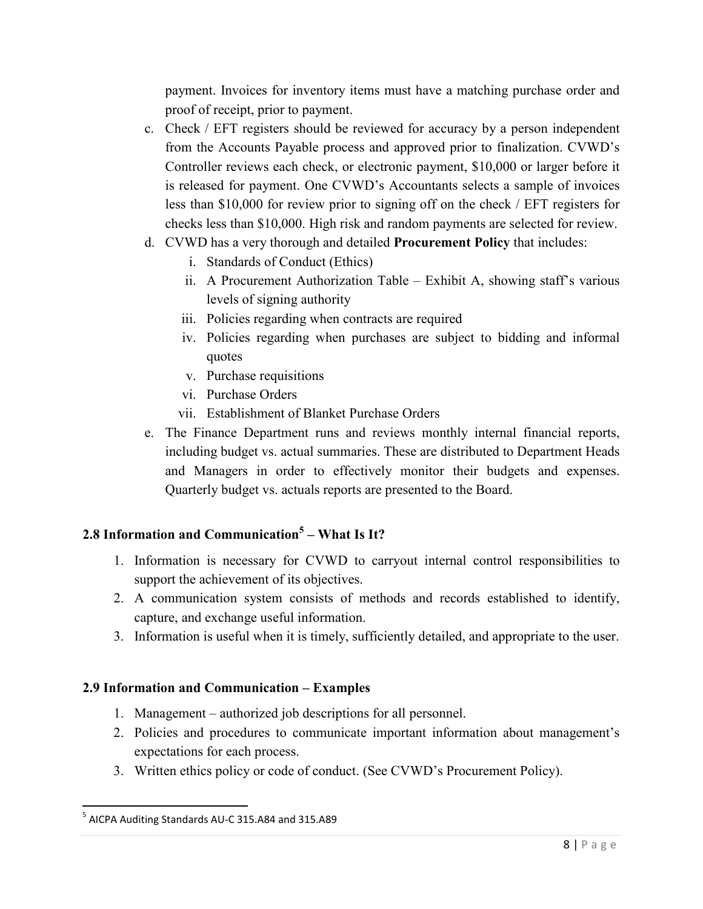payment. Invoices for inventory items must have a matching purchase order and proof of receipt, prior to payment.

c. Check / EFT registers should be reviewed for accuracy by a person independent from the Accounts Payable process and approved prior to finalization. CVWD's Controller reviews each check, or electronic payment, $10,000 or larger before it is released for payment. One CVWD's Accountants selects a sample of invoices less than $10,000 for review prior to signing off on the check / EFT registers for checks less than $10,000. High risk and random payments are selected for review.
d. CVWD has a very thorough and detailed **Procurement Policy** that includes:
    i. Standards of Conduct (Ethics)
    ii. A Procurement Authorization Table – Exhibit A, showing staff's various levels of signing authority
    iii. Policies regarding when contracts are required
    iv. Policies regarding when purchases are subject to bidding and informal quotes
    v. Purchase requisitions
    vi. Purchase Orders
    vii. Establishment of Blanket Purchase Orders
e. The Finance Department runs and reviews monthly internal financial reports, including budget vs. actual summaries. These are distributed to Department Heads and Managers in order to effectively monitor their budgets and expenses. Quarterly budget vs. actuals reports are presented to the Board.

## 2.8 Information and Communication[5] – What Is It?

1. Information is necessary for CVWD to carryout internal control responsibilities to support the achievement of its objectives.
2. A communication system consists of methods and records established to identify, capture, and exchange useful information.
3. Information is useful when it is timely, sufficiently detailed, and appropriate to the user.

## 2.9 Information and Communication – Examples

1. Management – authorized job descriptions for all personnel.
2. Policies and procedures to communicate important information about management's expectations for each process.
3. Written ethics policy or code of conduct. (See CVWD's Procurement Policy).

[5] AICPA Auditing Standards AU-C 315.A84 and 315.A89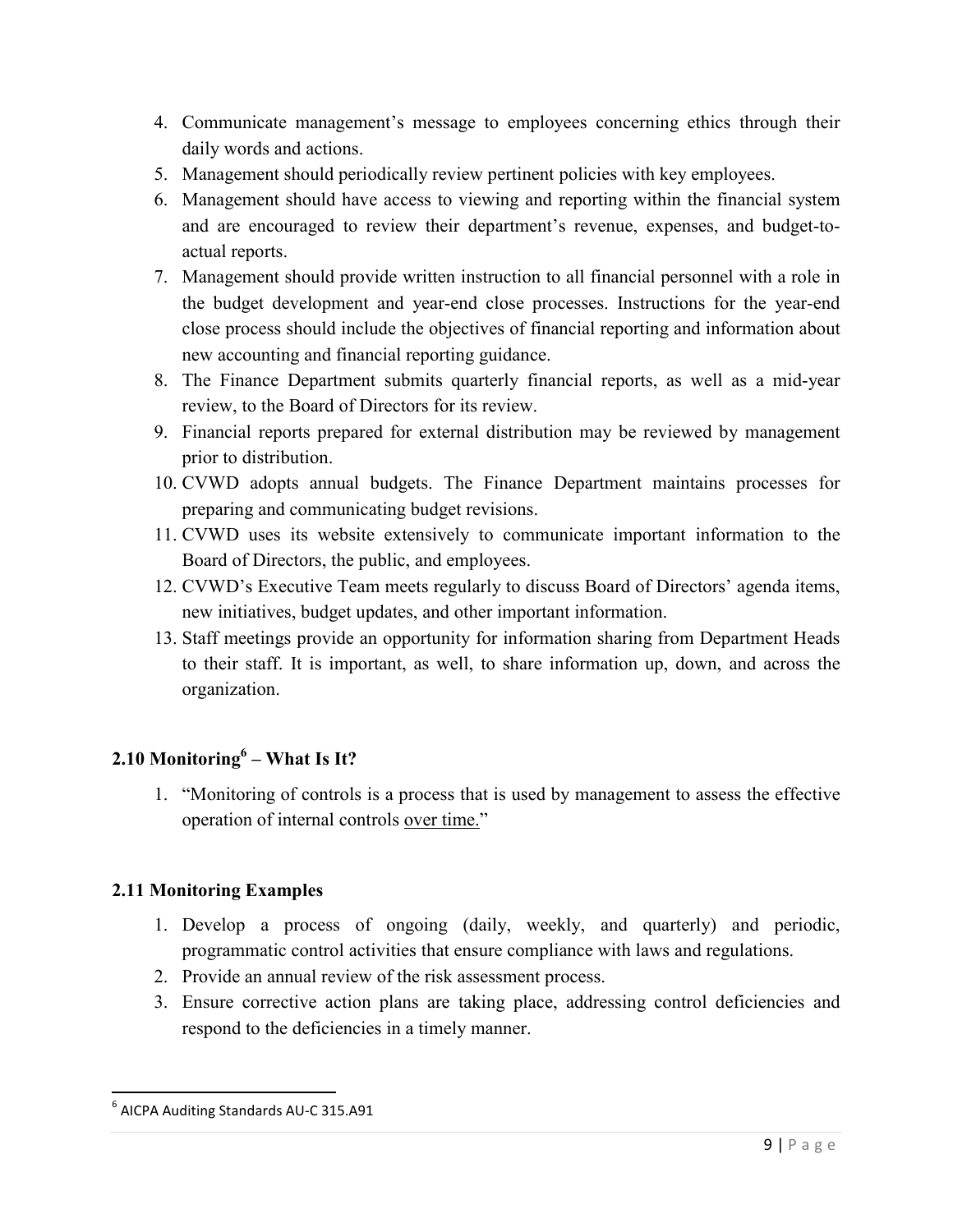4. Communicate management's message to employees concerning ethics through their daily words and actions.
5. Management should periodically review pertinent policies with key employees.
6. Management should have access to viewing and reporting within the financial system and are encouraged to review their department's revenue, expenses, and budget-to-actual reports.
7. Management should provide written instruction to all financial personnel with a role in the budget development and year-end close processes. Instructions for the year-end close process should include the objectives of financial reporting and information about new accounting and financial reporting guidance.
8. The Finance Department submits quarterly financial reports, as well as a mid-year review, to the Board of Directors for its review.
9. Financial reports prepared for external distribution may be reviewed by management prior to distribution.
10. CVWD adopts annual budgets. The Finance Department maintains processes for preparing and communicating budget revisions.
11. CVWD uses its website extensively to communicate important information to the Board of Directors, the public, and employees.
12. CVWD's Executive Team meets regularly to discuss Board of Directors' agenda items, new initiatives, budget updates, and other important information.
13. Staff meetings provide an opportunity for information sharing from Department Heads to their staff. It is important, as well, to share information up, down, and across the organization.

### 2.10 Monitoring[6] – What Is It?

1. "Monitoring of controls is a process that is used by management to assess the effective operation of internal controls over time."

### 2.11 Monitoring Examples

1. Develop a process of ongoing (daily, weekly, and quarterly) and periodic, programmatic control activities that ensure compliance with laws and regulations.
2. Provide an annual review of the risk assessment process.
3. Ensure corrective action plans are taking place, addressing control deficiencies and respond to the deficiencies in a timely manner.

---

[6] AICPA Auditing Standards AU-C 315.A91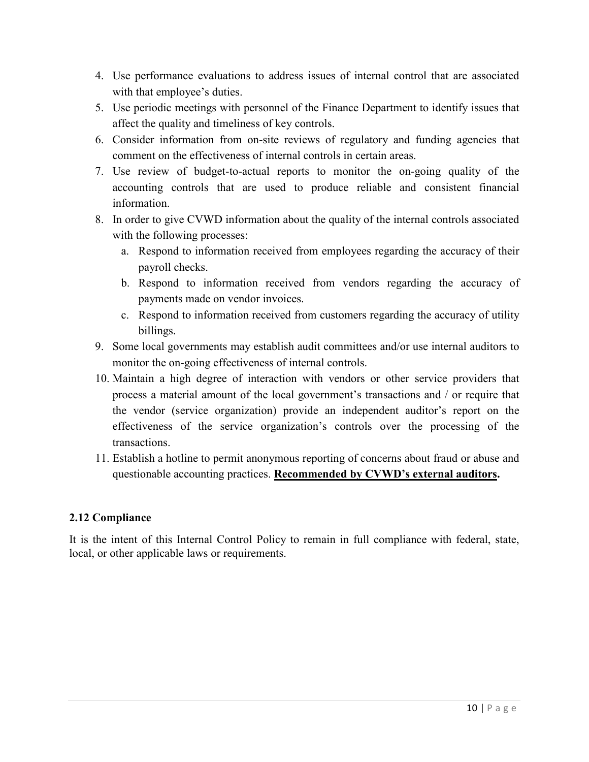4. Use performance evaluations to address issues of internal control that are associated with that employee's duties.
5. Use periodic meetings with personnel of the Finance Department to identify issues that affect the quality and timeliness of key controls.
6. Consider information from on-site reviews of regulatory and funding agencies that comment on the effectiveness of internal controls in certain areas.
7. Use review of budget-to-actual reports to monitor the on-going quality of the accounting controls that are used to produce reliable and consistent financial information.
8. In order to give CVWD information about the quality of the internal controls associated with the following processes:
   a. Respond to information received from employees regarding the accuracy of their payroll checks.
   b. Respond to information received from vendors regarding the accuracy of payments made on vendor invoices.
   c. Respond to information received from customers regarding the accuracy of utility billings.
9. Some local governments may establish audit committees and/or use internal auditors to monitor the on-going effectiveness of internal controls.
10. Maintain a high degree of interaction with vendors or other service providers that process a material amount of the local government's transactions and / or require that the vendor (service organization) provide an independent auditor's report on the effectiveness of the service organization's controls over the processing of the transactions.
11. Establish a hotline to permit anonymous reporting of concerns about fraud or abuse and questionable accounting practices. **Recommended by CVWD's external auditors.**

### 2.12 Compliance

It is the intent of this Internal Control Policy to remain in full compliance with federal, state, local, or other applicable laws or requirements.